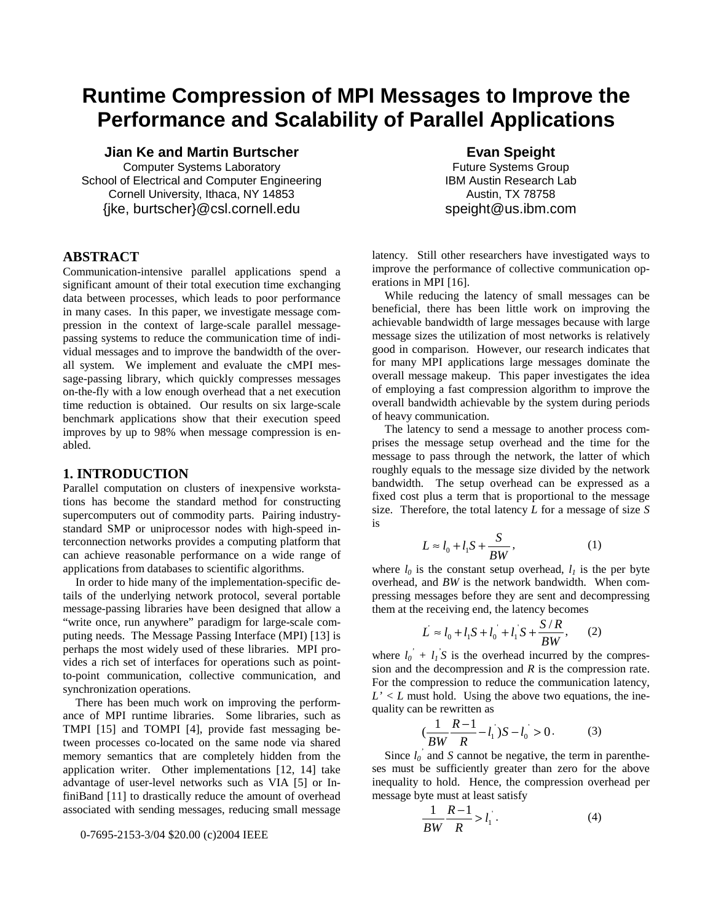# Runtime Compression of MPI Messages to Improve the Performance and Scalability of Parallel Applications

**Jian Ke and Martin Burtscher**
Computer Systems Laboratory
School of Electrical and Computer Engineering
Cornell University, Ithaca, NY 14853
{jke, burtscher}@csl.cornell.edu

**Evan Speight**
Future Systems Group
IBM Austin Research Lab
Austin, TX 78758
speight@us.ibm.com

## ABSTRACT

Communication-intensive parallel applications spend a significant amount of their total execution time exchanging data between processes, which leads to poor performance in many cases. In this paper, we investigate message compression in the context of large-scale parallel message-passing systems to reduce the communication time of individual messages and to improve the bandwidth of the overall system. We implement and evaluate the cMPI message-passing library, which quickly compresses messages on-the-fly with a low enough overhead that a net execution time reduction is obtained. Our results on six large-scale benchmark applications show that their execution speed improves by up to 98% when message compression is enabled.

## 1. INTRODUCTION

Parallel computation on clusters of inexpensive workstations has become the standard method for constructing supercomputers out of commodity parts. Pairing industry-standard SMP or uniprocessor nodes with high-speed interconnection networks provides a computing platform that can achieve reasonable performance on a wide range of applications from databases to scientific algorithms.

In order to hide many of the implementation-specific details of the underlying network protocol, several portable message-passing libraries have been designed that allow a "write once, run anywhere" paradigm for large-scale computing needs. The Message Passing Interface (MPI) [13] is perhaps the most widely used of these libraries. MPI provides a rich set of interfaces for operations such as point-to-point communication, collective communication, and synchronization operations.

There has been much work on improving the performance of MPI runtime libraries. Some libraries, such as TMPI [15] and TOMPI [4], provide fast messaging between processes co-located on the same node via shared memory semantics that are completely hidden from the application writer. Other implementations [12, 14] take advantage of user-level networks such as VIA [5] or InfiniBand [11] to drastically reduce the amount of overhead associated with sending messages, reducing small message latency. Still other researchers have investigated ways to improve the performance of collective communication operations in MPI [16].

While reducing the latency of small messages can be beneficial, there has been little work on improving the achievable bandwidth of large messages because with large message sizes the utilization of most networks is relatively good in comparison. However, our research indicates that for many MPI applications large messages dominate the overall message makeup. This paper investigates the idea of employing a fast compression algorithm to improve the overall bandwidth achievable by the system during periods of heavy communication.

The latency to send a message to another process comprises the message setup overhead and the time for the message to pass through the network, the latter of which roughly equals to the message size divided by the network bandwidth. The setup overhead can be expressed as a fixed cost plus a term that is proportional to the message size. Therefore, the total latency $L$ for a message of size $S$ is

$$L \approx l_0 + l_1 S + \frac{S}{BW}, \qquad (1)$$

where $l_0$ is the constant setup overhead, $l_1$ is the per byte overhead, and $BW$ is the network bandwidth. When compressing messages before they are sent and decompressing them at the receiving end, the latency becomes

$$L^{'} \approx l_0 + l_1 S + l_0^{'} + l_1^{'} S + \frac{S/R}{BW}, \qquad (2)$$

where $l_0^{'} + l_1^{'}S$ is the overhead incurred by the compression and the decompression and $R$ is the compression rate. For the compression to reduce the communication latency, $L' < L$ must hold. Using the above two equations, the inequality can be rewritten as

$$\left(\frac{1}{BW}\frac{R-1}{R} - l_1^{'}\right)S - l_0^{'} > 0. \qquad (3)$$

Since $l_0^{'}$ and $S$ cannot be negative, the term in parentheses must be sufficiently greater than zero for the above inequality to hold. Hence, the compression overhead per message byte must at least satisfy

$$\frac{1}{BW}\frac{R-1}{R} > l_1^{'}. \qquad (4)$$

0-7695-2153-3/04 $20.00 (c)2004 IEEE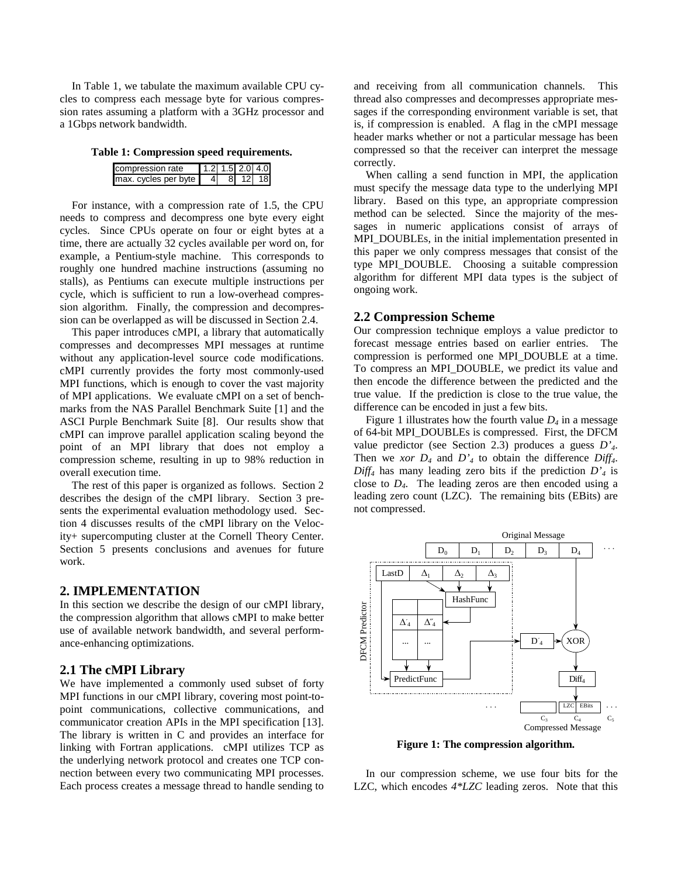In Table 1, we tabulate the maximum available CPU cycles to compress each message byte for various compression rates assuming a platform with a 3GHz processor and a 1Gbps network bandwidth.

**Table 1: Compression speed requirements.**

| compression rate | 1.2 | 1.5 | 2.0 | 4.0 |
|---|---|---|---|---|
| max. cycles per byte | 4 | 8 | 12 | 18 |

For instance, with a compression rate of 1.5, the CPU needs to compress and decompress one byte every eight cycles. Since CPUs operate on four or eight bytes at a time, there are actually 32 cycles available per word on, for example, a Pentium-style machine. This corresponds to roughly one hundred machine instructions (assuming no stalls), as Pentiums can execute multiple instructions per cycle, which is sufficient to run a low-overhead compression algorithm. Finally, the compression and decompression can be overlapped as will be discussed in Section 2.4.

This paper introduces cMPI, a library that automatically compresses and decompresses MPI messages at runtime without any application-level source code modifications. cMPI currently provides the forty most commonly-used MPI functions, which is enough to cover the vast majority of MPI applications. We evaluate cMPI on a set of benchmarks from the NAS Parallel Benchmark Suite [1] and the ASCI Purple Benchmark Suite [8]. Our results show that cMPI can improve parallel application scaling beyond the point of an MPI library that does not employ a compression scheme, resulting in up to 98% reduction in overall execution time.

The rest of this paper is organized as follows. Section 2 describes the design of the cMPI library. Section 3 presents the experimental evaluation methodology used. Section 4 discusses results of the cMPI library on the Velocity+ supercomputing cluster at the Cornell Theory Center. Section 5 presents conclusions and avenues for future work.

## 2. IMPLEMENTATION

In this section we describe the design of our cMPI library, the compression algorithm that allows cMPI to make better use of available network bandwidth, and several performance-enhancing optimizations.

### 2.1 The cMPI Library

We have implemented a commonly used subset of forty MPI functions in our cMPI library, covering most point-to-point communications, collective communications, and communicator creation APIs in the MPI specification [13]. The library is written in C and provides an interface for linking with Fortran applications. cMPI utilizes TCP as the underlying network protocol and creates one TCP connection between every two communicating MPI processes. Each process creates a message thread to handle sending to and receiving from all communication channels. This thread also compresses and decompresses appropriate messages if the corresponding environment variable is set, that is, if compression is enabled. A flag in the cMPI message header marks whether or not a particular message has been compressed so that the receiver can interpret the message correctly.

When calling a send function in MPI, the application must specify the message data type to the underlying MPI library. Based on this type, an appropriate compression method can be selected. Since the majority of the messages in numeric applications consist of arrays of MPI_DOUBLEs, in the initial implementation presented in this paper we only compress messages that consist of the type MPI_DOUBLE. Choosing a suitable compression algorithm for different MPI data types is the subject of ongoing work.

### 2.2 Compression Scheme

Our compression technique employs a value predictor to forecast message entries based on earlier entries. The compression is performed one MPI_DOUBLE at a time. To compress an MPI_DOUBLE, we predict its value and then encode the difference between the predicted and the true value. If the prediction is close to the true value, the difference can be encoded in just a few bits.

Figure 1 illustrates how the fourth value $D_4$ in a message of 64-bit MPI_DOUBLEs is compressed. First, the DFCM value predictor (see Section 2.3) produces a guess $D'_4$. Then we *xor* $D_4$ and $D'_4$ to obtain the difference $Diff_4$. $Diff_4$ has many leading zero bits if the prediction $D'_4$ is close to $D_4$. The leading zeros are then encoded using a leading zero count (LZC). The remaining bits (EBits) are not compressed.

**Figure 1: The compression algorithm.**

In our compression scheme, we use four bits for the LZC, which encodes *4\*LZC* leading zeros. Note that this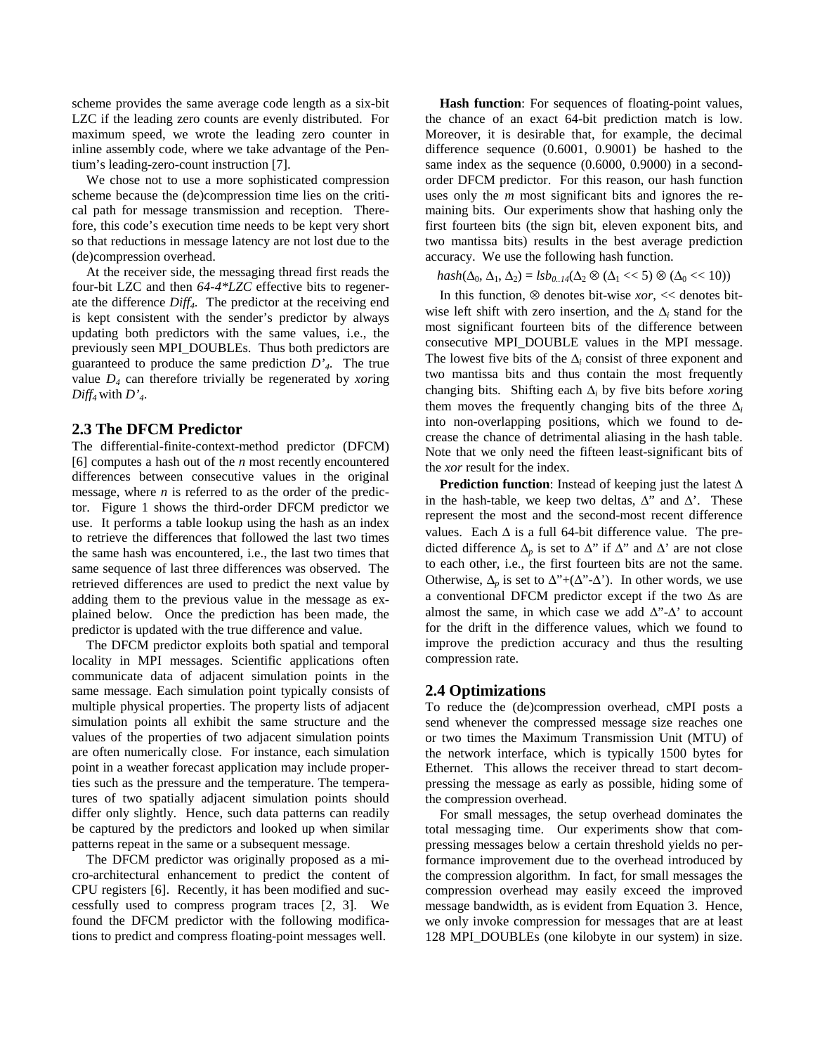scheme provides the same average code length as a six-bit LZC if the leading zero counts are evenly distributed. For maximum speed, we wrote the leading zero counter in inline assembly code, where we take advantage of the Pentium's leading-zero-count instruction [7].

We chose not to use a more sophisticated compression scheme because the (de)compression time lies on the critical path for message transmission and reception. Therefore, this code's execution time needs to be kept very short so that reductions in message latency are not lost due to the (de)compression overhead.

At the receiver side, the messaging thread first reads the four-bit LZC and then $64-4*LZC$ effective bits to regenerate the difference $Diff_4$. The predictor at the receiving end is kept consistent with the sender's predictor by always updating both predictors with the same values, i.e., the previously seen MPI_DOUBLEs. Thus both predictors are guaranteed to produce the same prediction $D'_4$. The true value $D_4$ can therefore trivially be regenerated by *xor*ing $Diff_4$ with $D'_4$.

## 2.3 The DFCM Predictor

The differential-finite-context-method predictor (DFCM) [6] computes a hash out of the $n$ most recently encountered differences between consecutive values in the original message, where $n$ is referred to as the order of the predictor. Figure 1 shows the third-order DFCM predictor we use. It performs a table lookup using the hash as an index to retrieve the differences that followed the last two times the same hash was encountered, i.e., the last two times that same sequence of last three differences was observed. The retrieved differences are used to predict the next value by adding them to the previous value in the message as explained below. Once the prediction has been made, the predictor is updated with the true difference and value.

The DFCM predictor exploits both spatial and temporal locality in MPI messages. Scientific applications often communicate data of adjacent simulation points in the same message. Each simulation point typically consists of multiple physical properties. The property lists of adjacent simulation points all exhibit the same structure and the values of the properties of two adjacent simulation points are often numerically close. For instance, each simulation point in a weather forecast application may include properties such as the pressure and the temperature. The temperatures of two spatially adjacent simulation points should differ only slightly. Hence, such data patterns can readily be captured by the predictors and looked up when similar patterns repeat in the same or a subsequent message.

The DFCM predictor was originally proposed as a micro-architectural enhancement to predict the content of CPU registers [6]. Recently, it has been modified and successfully used to compress program traces [2, 3]. We found the DFCM predictor with the following modifications to predict and compress floating-point messages well.

**Hash function**: For sequences of floating-point values, the chance of an exact 64-bit prediction match is low. Moreover, it is desirable that, for example, the decimal difference sequence (0.6001, 0.9001) be hashed to the same index as the sequence (0.6000, 0.9000) in a second-order DFCM predictor. For this reason, our hash function uses only the $m$ most significant bits and ignores the remaining bits. Our experiments show that hashing only the first fourteen bits (the sign bit, eleven exponent bits, and two mantissa bits) results in the best average prediction accuracy. We use the following hash function.

$$hash(\Delta_0, \Delta_1, \Delta_2) = lsb_{0..14}(\Delta_2 \otimes (\Delta_1 << 5) \otimes (\Delta_0 << 10))$$

In this function, $\otimes$ denotes bit-wise *xor*, $<<$ denotes bit-wise left shift with zero insertion, and the $\Delta_i$ stand for the most significant fourteen bits of the difference between consecutive MPI_DOUBLE values in the MPI message. The lowest five bits of the $\Delta_i$ consist of three exponent and two mantissa bits and thus contain the most frequently changing bits. Shifting each $\Delta_i$ by five bits before *xor*ing them moves the frequently changing bits of the three $\Delta_i$ into non-overlapping positions, which we found to decrease the chance of detrimental aliasing in the hash table. Note that we only need the fifteen least-significant bits of the *xor* result for the index.

**Prediction function**: Instead of keeping just the latest $\Delta$ in the hash-table, we keep two deltas, $\Delta''$ and $\Delta'$. These represent the most and the second-most recent difference values. Each $\Delta$ is a full 64-bit difference value. The predicted difference $\Delta_p$ is set to $\Delta''$ if $\Delta''$ and $\Delta'$ are not close to each other, i.e., the first fourteen bits are not the same. Otherwise, $\Delta_p$ is set to $\Delta''+(\Delta''-\Delta')$. In other words, we use a conventional DFCM predictor except if the two $\Delta$s are almost the same, in which case we add $\Delta''-\Delta'$ to account for the drift in the difference values, which we found to improve the prediction accuracy and thus the resulting compression rate.

## 2.4 Optimizations

To reduce the (de)compression overhead, cMPI posts a send whenever the compressed message size reaches one or two times the Maximum Transmission Unit (MTU) of the network interface, which is typically 1500 bytes for Ethernet. This allows the receiver thread to start decompressing the message as early as possible, hiding some of the compression overhead.

For small messages, the setup overhead dominates the total messaging time. Our experiments show that compressing messages below a certain threshold yields no performance improvement due to the overhead introduced by the compression algorithm. In fact, for small messages the compression overhead may easily exceed the improved message bandwidth, as is evident from Equation 3. Hence, we only invoke compression for messages that are at least 128 MPI_DOUBLEs (one kilobyte in our system) in size.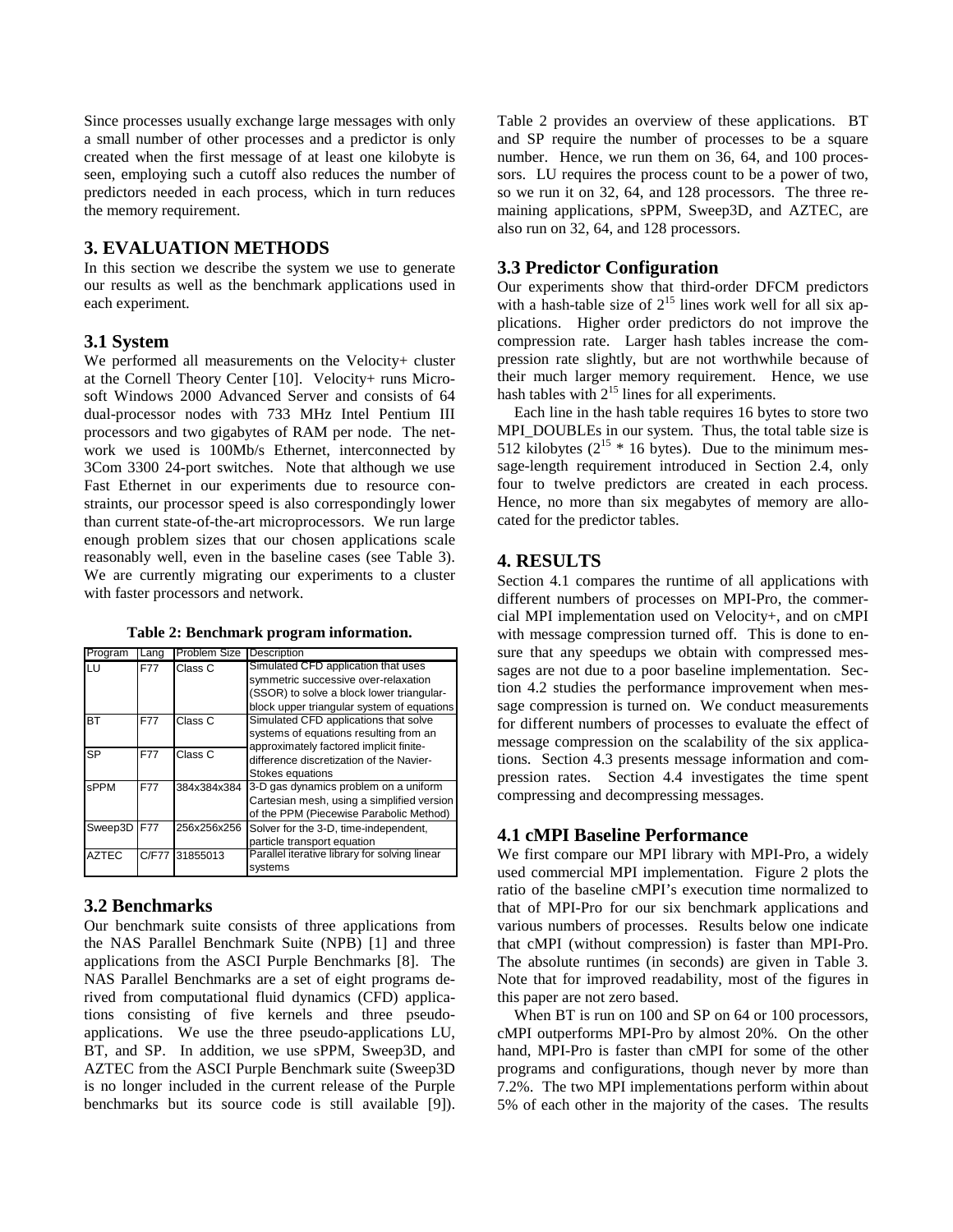Since processes usually exchange large messages with only a small number of other processes and a predictor is only created when the first message of at least one kilobyte is seen, employing such a cutoff also reduces the number of predictors needed in each process, which in turn reduces the memory requirement.

## 3. EVALUATION METHODS

In this section we describe the system we use to generate our results as well as the benchmark applications used in each experiment.

### 3.1 System

We performed all measurements on the Velocity+ cluster at the Cornell Theory Center [10]. Velocity+ runs Microsoft Windows 2000 Advanced Server and consists of 64 dual-processor nodes with 733 MHz Intel Pentium III processors and two gigabytes of RAM per node. The network we used is 100Mb/s Ethernet, interconnected by 3Com 3300 24-port switches. Note that although we use Fast Ethernet in our experiments due to resource constraints, our processor speed is also correspondingly lower than current state-of-the-art microprocessors. We run large enough problem sizes that our chosen applications scale reasonably well, even in the baseline cases (see Table 3). We are currently migrating our experiments to a cluster with faster processors and network.

**Table 2: Benchmark program information.**

| Program | Lang | Problem Size | Description |
|---|---|---|---|
| LU | F77 | Class C | Simulated CFD application that uses symmetric successive over-relaxation (SSOR) to solve a block lower triangular-block upper triangular system of equations |
| BT | F77 | Class C | Simulated CFD applications that solve systems of equations resulting from an approximately factored implicit finite-difference discretization of the Navier-Stokes equations |
| SP | F77 | Class C | |
| sPPM | F77 | 384x384x384 | 3-D gas dynamics problem on a uniform Cartesian mesh, using a simplified version of the PPM (Piecewise Parabolic Method) |
| Sweep3D | F77 | 256x256x256 | Solver for the 3-D, time-independent, particle transport equation |
| AZTEC | C/F77 | 31855013 | Parallel iterative library for solving linear systems |

### 3.2 Benchmarks

Our benchmark suite consists of three applications from the NAS Parallel Benchmark Suite (NPB) [1] and three applications from the ASCI Purple Benchmarks [8]. The NAS Parallel Benchmarks are a set of eight programs derived from computational fluid dynamics (CFD) applications consisting of five kernels and three pseudo-applications. We use the three pseudo-applications LU, BT, and SP. In addition, we use sPPM, Sweep3D, and AZTEC from the ASCI Purple Benchmark suite (Sweep3D is no longer included in the current release of the Purple benchmarks but its source code is still available [9]). Table 2 provides an overview of these applications. BT and SP require the number of processes to be a square number. Hence, we run them on 36, 64, and 100 processors. LU requires the process count to be a power of two, so we run it on 32, 64, and 128 processors. The three remaining applications, sPPM, Sweep3D, and AZTEC, are also run on 32, 64, and 128 processors.

### 3.3 Predictor Configuration

Our experiments show that third-order DFCM predictors with a hash-table size of $2^{15}$ lines work well for all six applications. Higher order predictors do not improve the compression rate. Larger hash tables increase the compression rate slightly, but are not worthwhile because of their much larger memory requirement. Hence, we use hash tables with $2^{15}$ lines for all experiments.

Each line in the hash table requires 16 bytes to store two MPI_DOUBLEs in our system. Thus, the total table size is 512 kilobytes ($2^{15}$ * 16 bytes). Due to the minimum message-length requirement introduced in Section 2.4, only four to twelve predictors are created in each process. Hence, no more than six megabytes of memory are allocated for the predictor tables.

## 4. RESULTS

Section 4.1 compares the runtime of all applications with different numbers of processes on MPI-Pro, the commercial MPI implementation used on Velocity+, and on cMPI with message compression turned off. This is done to ensure that any speedups we obtain with compressed messages are not due to a poor baseline implementation. Section 4.2 studies the performance improvement when message compression is turned on. We conduct measurements for different numbers of processes to evaluate the effect of message compression on the scalability of the six applications. Section 4.3 presents message information and compression rates. Section 4.4 investigates the time spent compressing and decompressing messages.

### 4.1 cMPI Baseline Performance

We first compare our MPI library with MPI-Pro, a widely used commercial MPI implementation. Figure 2 plots the ratio of the baseline cMPI's execution time normalized to that of MPI-Pro for our six benchmark applications and various numbers of processes. Results below one indicate that cMPI (without compression) is faster than MPI-Pro. The absolute runtimes (in seconds) are given in Table 3. Note that for improved readability, most of the figures in this paper are not zero based.

When BT is run on 100 and SP on 64 or 100 processors, cMPI outperforms MPI-Pro by almost 20%. On the other hand, MPI-Pro is faster than cMPI for some of the other programs and configurations, though never by more than 7.2%. The two MPI implementations perform within about 5% of each other in the majority of the cases. The results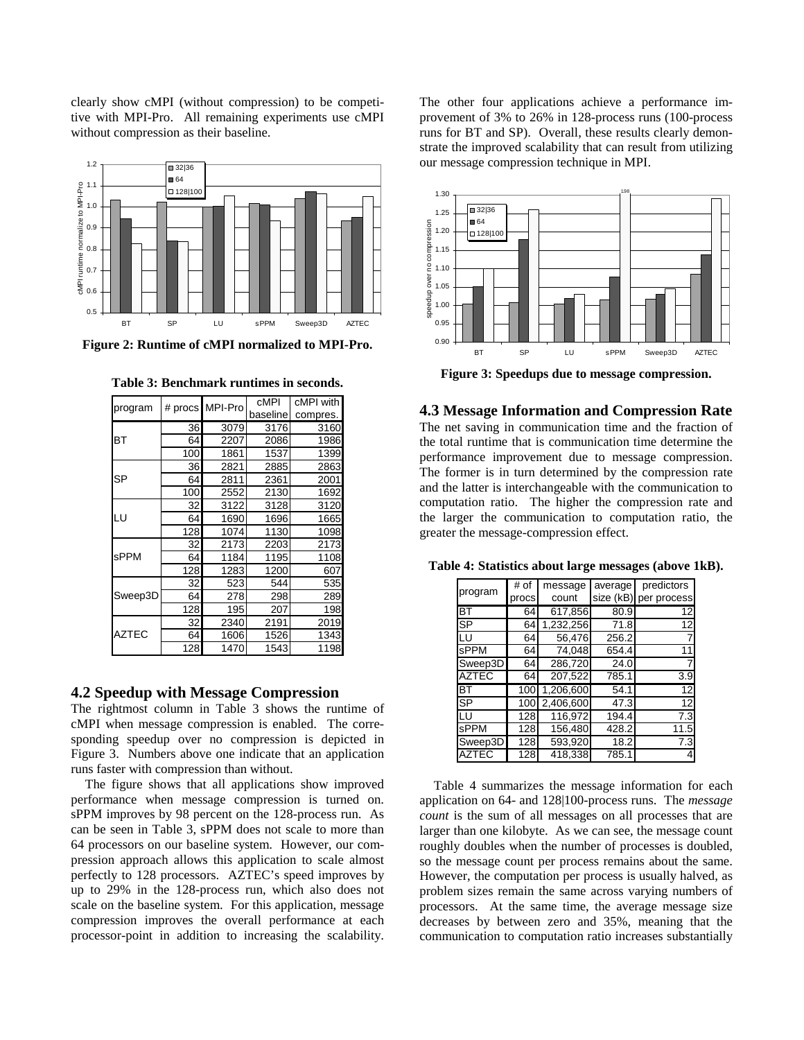clearly show cMPI (without compression) to be competitive with MPI-Pro. All remaining experiments use cMPI without compression as their baseline.

**Figure 2: Runtime of cMPI normalized to MPI-Pro.**

**Table 3: Benchmark runtimes in seconds.**

| program | # procs | MPI-Pro | cMPI baseline | cMPI with compres. |
|---|---|---|---|---|
| BT | 36 | 3079 | 3176 | 3160 |
| | 64 | 2207 | 2086 | 1986 |
| | 100 | 1861 | 1537 | 1399 |
| SP | 36 | 2821 | 2885 | 2863 |
| | 64 | 2811 | 2361 | 2001 |
| | 100 | 2552 | 2130 | 1692 |
| LU | 32 | 3122 | 3128 | 3120 |
| | 64 | 1690 | 1696 | 1665 |
| | 128 | 1074 | 1130 | 1098 |
| sPPM | 32 | 2173 | 2203 | 2173 |
| | 64 | 1184 | 1195 | 1108 |
| | 128 | 1283 | 1200 | 607 |
| Sweep3D | 32 | 523 | 544 | 535 |
| | 64 | 278 | 298 | 289 |
| | 128 | 195 | 207 | 198 |
| AZTEC | 32 | 2340 | 2191 | 2019 |
| | 64 | 1606 | 1526 | 1343 |
| | 128 | 1470 | 1543 | 1198 |

## 4.2 Speedup with Message Compression

The rightmost column in Table 3 shows the runtime of cMPI when message compression is enabled. The corresponding speedup over no compression is depicted in Figure 3. Numbers above one indicate that an application runs faster with compression than without.

The figure shows that all applications show improved performance when message compression is turned on. sPPM improves by 98 percent on the 128-process run. As can be seen in Table 3, sPPM does not scale to more than 64 processors on our baseline system. However, our compression approach allows this application to scale almost perfectly to 128 processors. AZTEC's speed improves by up to 29% in the 128-process run, which also does not scale on the baseline system. For this application, message compression improves the overall performance at each processor-point in addition to increasing the scalability. The other four applications achieve a performance improvement of 3% to 26% in 128-process runs (100-process runs for BT and SP). Overall, these results clearly demonstrate the improved scalability that can result from utilizing our message compression technique in MPI.

**Figure 3: Speedups due to message compression.**

## 4.3 Message Information and Compression Rate

The net saving in communication time and the fraction of the total runtime that is communication time determine the performance improvement due to message compression. The former is in turn determined by the compression rate and the latter is interchangeable with the communication to computation ratio. The higher the compression rate and the larger the communication to computation ratio, the greater the message-compression effect.

**Table 4: Statistics about large messages (above 1kB).**

| program | # of procs | message count | average size (kB) | predictors per process |
|---|---|---|---|---|
| BT | 64 | 617,856 | 80.9 | 12 |
| SP | 64 | 1,232,256 | 71.8 | 12 |
| LU | 64 | 56,476 | 256.2 | 7 |
| sPPM | 64 | 74,048 | 654.4 | 11 |
| Sweep3D | 64 | 286,720 | 24.0 | 7 |
| AZTEC | 64 | 207,522 | 785.1 | 3.9 |
| BT | 100 | 1,206,600 | 54.1 | 12 |
| SP | 100 | 2,406,600 | 47.3 | 12 |
| LU | 128 | 116,972 | 194.4 | 7.3 |
| sPPM | 128 | 156,480 | 428.2 | 11.5 |
| Sweep3D | 128 | 593,920 | 18.2 | 7.3 |
| AZTEC | 128 | 418,338 | 785.1 | 4 |

Table 4 summarizes the message information for each application on 64- and 128|100-process runs. The *message count* is the sum of all messages on all processes that are larger than one kilobyte. As we can see, the message count roughly doubles when the number of processes is doubled, so the message count per process remains about the same. However, the computation per process is usually halved, as problem sizes remain the same across varying numbers of processors. At the same time, the average message size decreases by between zero and 35%, meaning that the communication to computation ratio increases substantially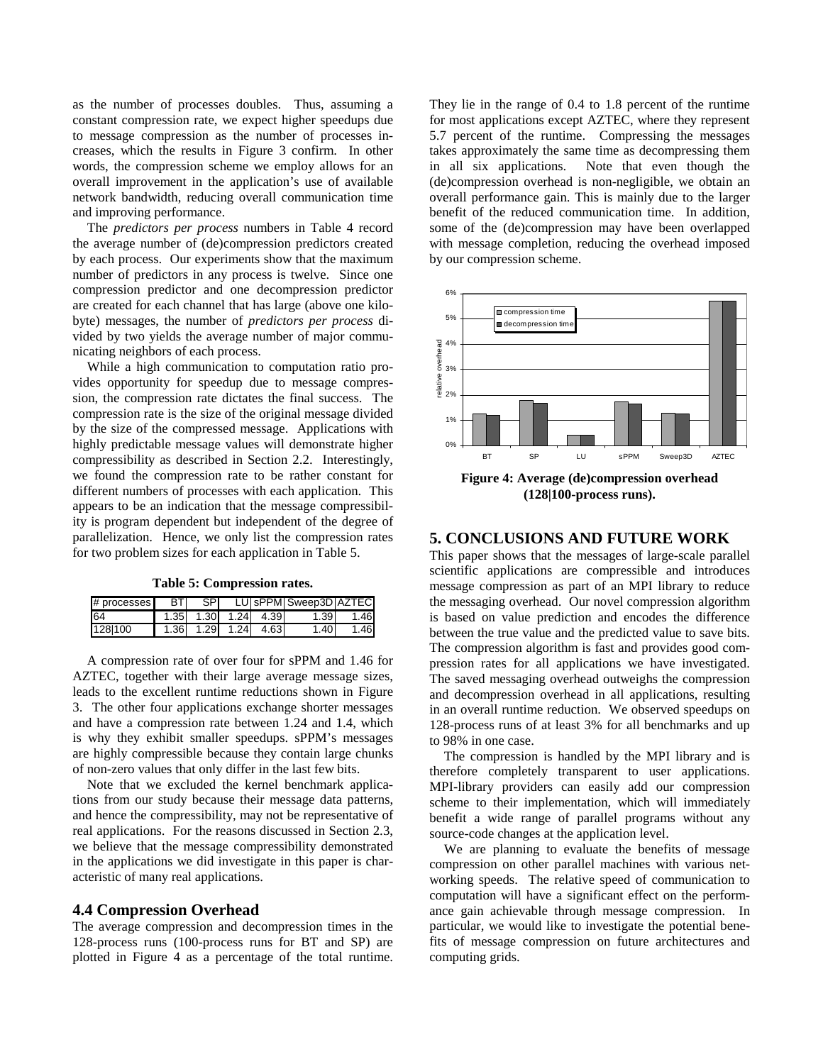as the number of processes doubles. Thus, assuming a constant compression rate, we expect higher speedups due to message compression as the number of processes increases, which the results in Figure 3 confirm. In other words, the compression scheme we employ allows for an overall improvement in the application's use of available network bandwidth, reducing overall communication time and improving performance.

The *predictors per process* numbers in Table 4 record the average number of (de)compression predictors created by each process. Our experiments show that the maximum number of predictors in any process is twelve. Since one compression predictor and one decompression predictor are created for each channel that has large (above one kilobyte) messages, the number of *predictors per process* divided by two yields the average number of major communicating neighbors of each process.

While a high communication to computation ratio provides opportunity for speedup due to message compression, the compression rate dictates the final success. The compression rate is the size of the original message divided by the size of the compressed message. Applications with highly predictable message values will demonstrate higher compressibility as described in Section 2.2. Interestingly, we found the compression rate to be rather constant for different numbers of processes with each application. This appears to be an indication that the message compressibility is program dependent but independent of the degree of parallelization. Hence, we only list the compression rates for two problem sizes for each application in Table 5.

**Table 5: Compression rates.**

| # processes | BT | SP | LU | sPPM | Sweep3D | AZTEC |
|---|---|---|---|---|---|---|
| 64 | 1.35 | 1.30 | 1.24 | 4.39 | 1.39 | 1.46 |
| 128\|100 | 1.36 | 1.29 | 1.24 | 4.63 | 1.40 | 1.46 |

A compression rate of over four for sPPM and 1.46 for AZTEC, together with their large average message sizes, leads to the excellent runtime reductions shown in Figure 3. The other four applications exchange shorter messages and have a compression rate between 1.24 and 1.4, which is why they exhibit smaller speedups. sPPM's messages are highly compressible because they contain large chunks of non-zero values that only differ in the last few bits.

Note that we excluded the kernel benchmark applications from our study because their message data patterns, and hence the compressibility, may not be representative of real applications. For the reasons discussed in Section 2.3, we believe that the message compressibility demonstrated in the applications we did investigate in this paper is characteristic of many real applications.

### 4.4 Compression Overhead

The average compression and decompression times in the 128-process runs (100-process runs for BT and SP) are plotted in Figure 4 as a percentage of the total runtime. They lie in the range of 0.4 to 1.8 percent of the runtime for most applications except AZTEC, where they represent 5.7 percent of the runtime. Compressing the messages takes approximately the same time as decompressing them in all six applications. Note that even though the (de)compression overhead is non-negligible, we obtain an overall performance gain. This is mainly due to the larger benefit of the reduced communication time. In addition, some of the (de)compression may have been overlapped with message completion, reducing the overhead imposed by our compression scheme.

**Figure 4: Average (de)compression overhead (128|100-process runs).**

## 5. CONCLUSIONS AND FUTURE WORK

This paper shows that the messages of large-scale parallel scientific applications are compressible and introduces message compression as part of an MPI library to reduce the messaging overhead. Our novel compression algorithm is based on value prediction and encodes the difference between the true value and the predicted value to save bits. The compression algorithm is fast and provides good compression rates for all applications we have investigated. The saved messaging overhead outweighs the compression and decompression overhead in all applications, resulting in an overall runtime reduction. We observed speedups on 128-process runs of at least 3% for all benchmarks and up to 98% in one case.

The compression is handled by the MPI library and is therefore completely transparent to user applications. MPI-library providers can easily add our compression scheme to their implementation, which will immediately benefit a wide range of parallel programs without any source-code changes at the application level.

We are planning to evaluate the benefits of message compression on other parallel machines with various networking speeds. The relative speed of communication to computation will have a significant effect on the performance gain achievable through message compression. In particular, we would like to investigate the potential benefits of message compression on future architectures and computing grids.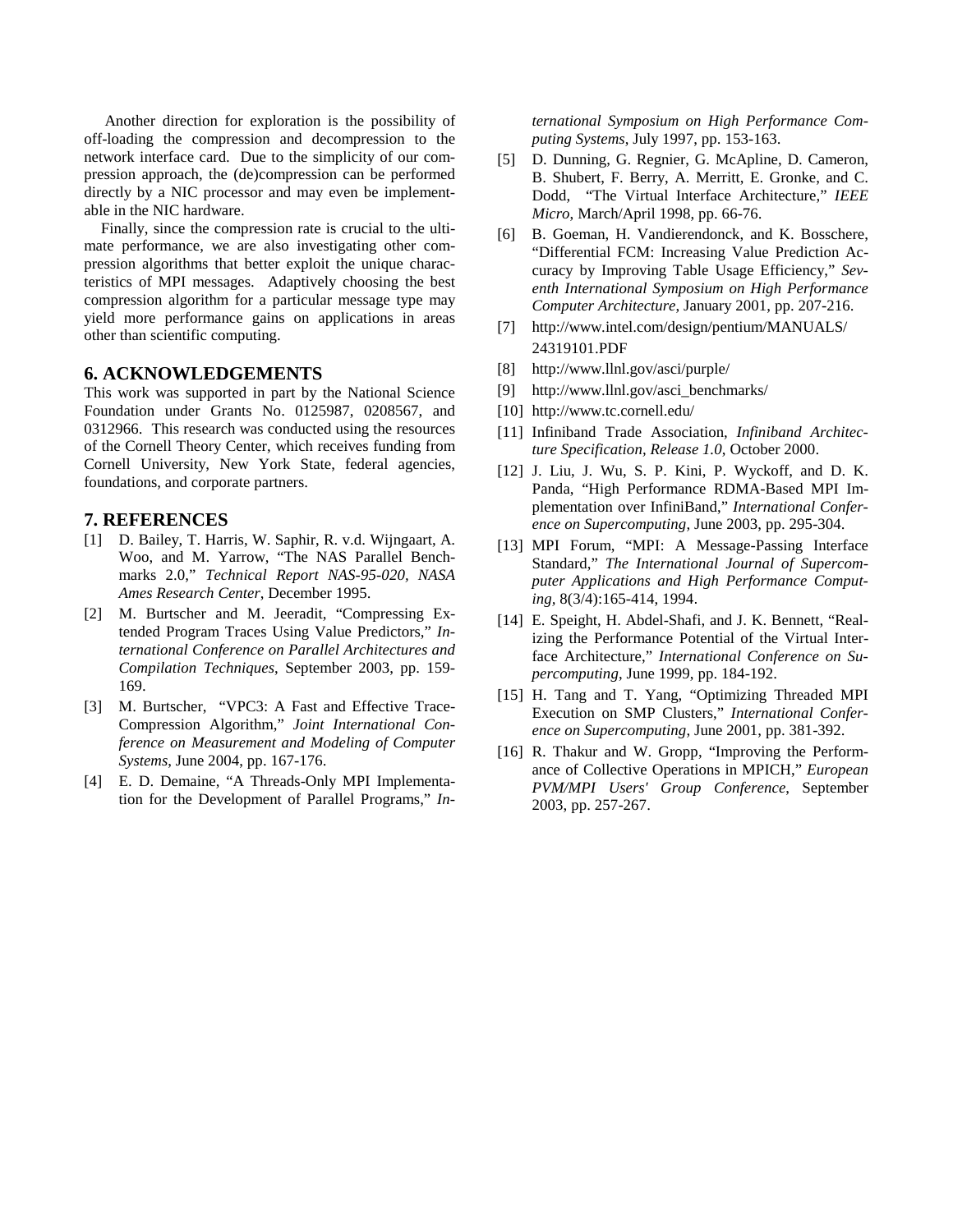Another direction for exploration is the possibility of off-loading the compression and decompression to the network interface card. Due to the simplicity of our compression approach, the (de)compression can be performed directly by a NIC processor and may even be implementable in the NIC hardware.

Finally, since the compression rate is crucial to the ultimate performance, we are also investigating other compression algorithms that better exploit the unique characteristics of MPI messages. Adaptively choosing the best compression algorithm for a particular message type may yield more performance gains on applications in areas other than scientific computing.

## 6. ACKNOWLEDGEMENTS

This work was supported in part by the National Science Foundation under Grants No. 0125987, 0208567, and 0312966. This research was conducted using the resources of the Cornell Theory Center, which receives funding from Cornell University, New York State, federal agencies, foundations, and corporate partners.

## 7. REFERENCES

[1] D. Bailey, T. Harris, W. Saphir, R. v.d. Wijngaart, A. Woo, and M. Yarrow, "The NAS Parallel Benchmarks 2.0," *Technical Report NAS-95-020, NASA Ames Research Center*, December 1995.

[2] M. Burtscher and M. Jeeradit, "Compressing Extended Program Traces Using Value Predictors," *International Conference on Parallel Architectures and Compilation Techniques*, September 2003, pp. 159-169.

[3] M. Burtscher, "VPC3: A Fast and Effective Trace-Compression Algorithm," *Joint International Conference on Measurement and Modeling of Computer Systems*, June 2004, pp. 167-176.

[4] E. D. Demaine, "A Threads-Only MPI Implementation for the Development of Parallel Programs," *International Symposium on High Performance Computing Systems*, July 1997, pp. 153-163.

[5] D. Dunning, G. Regnier, G. McApline, D. Cameron, B. Shubert, F. Berry, A. Merritt, E. Gronke, and C. Dodd, "The Virtual Interface Architecture," *IEEE Micro*, March/April 1998, pp. 66-76.

[6] B. Goeman, H. Vandierendonck, and K. Bosschere, "Differential FCM: Increasing Value Prediction Accuracy by Improving Table Usage Efficiency," *Seventh International Symposium on High Performance Computer Architecture*, January 2001, pp. 207-216.

[7] http://www.intel.com/design/pentium/MANUALS/24319101.PDF

[8] http://www.llnl.gov/asci/purple/

[9] http://www.llnl.gov/asci_benchmarks/

[10] http://www.tc.cornell.edu/

[11] Infiniband Trade Association, *Infiniband Architecture Specification, Release 1.0*, October 2000.

[12] J. Liu, J. Wu, S. P. Kini, P. Wyckoff, and D. K. Panda, "High Performance RDMA-Based MPI Implementation over InfiniBand," *International Conference on Supercomputing*, June 2003, pp. 295-304.

[13] MPI Forum, "MPI: A Message-Passing Interface Standard," *The International Journal of Supercomputer Applications and High Performance Computing*, 8(3/4):165-414, 1994.

[14] E. Speight, H. Abdel-Shafi, and J. K. Bennett, "Realizing the Performance Potential of the Virtual Interface Architecture," *International Conference on Supercomputing*, June 1999, pp. 184-192.

[15] H. Tang and T. Yang, "Optimizing Threaded MPI Execution on SMP Clusters," *International Conference on Supercomputing*, June 2001, pp. 381-392.

[16] R. Thakur and W. Gropp, "Improving the Performance of Collective Operations in MPICH," *European PVM/MPI Users' Group Conference*, September 2003, pp. 257-267.